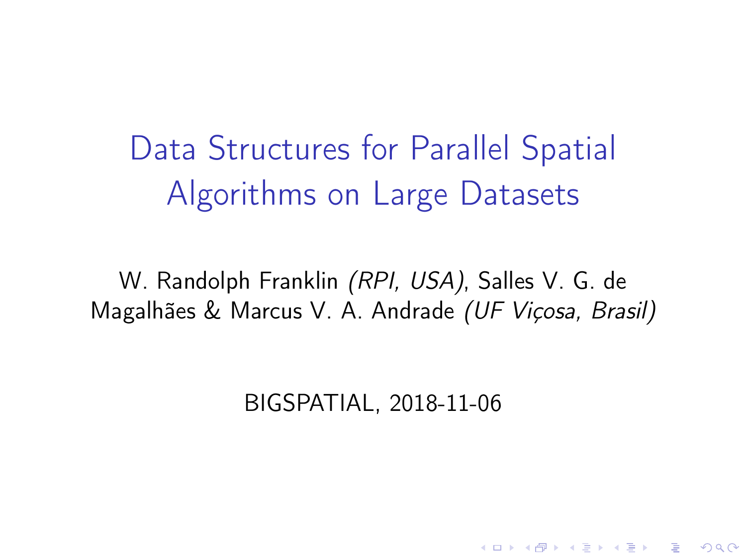# Data Structures for Parallel Spatial Algorithms on Large Datasets

W. Randolph Franklin *(RPI, USA)*, Salles V. G. de Magalhães & Marcus V. A. Andrade *(UF Viçosa, Brasil)*

BIGSPATIAL, 2018-11-06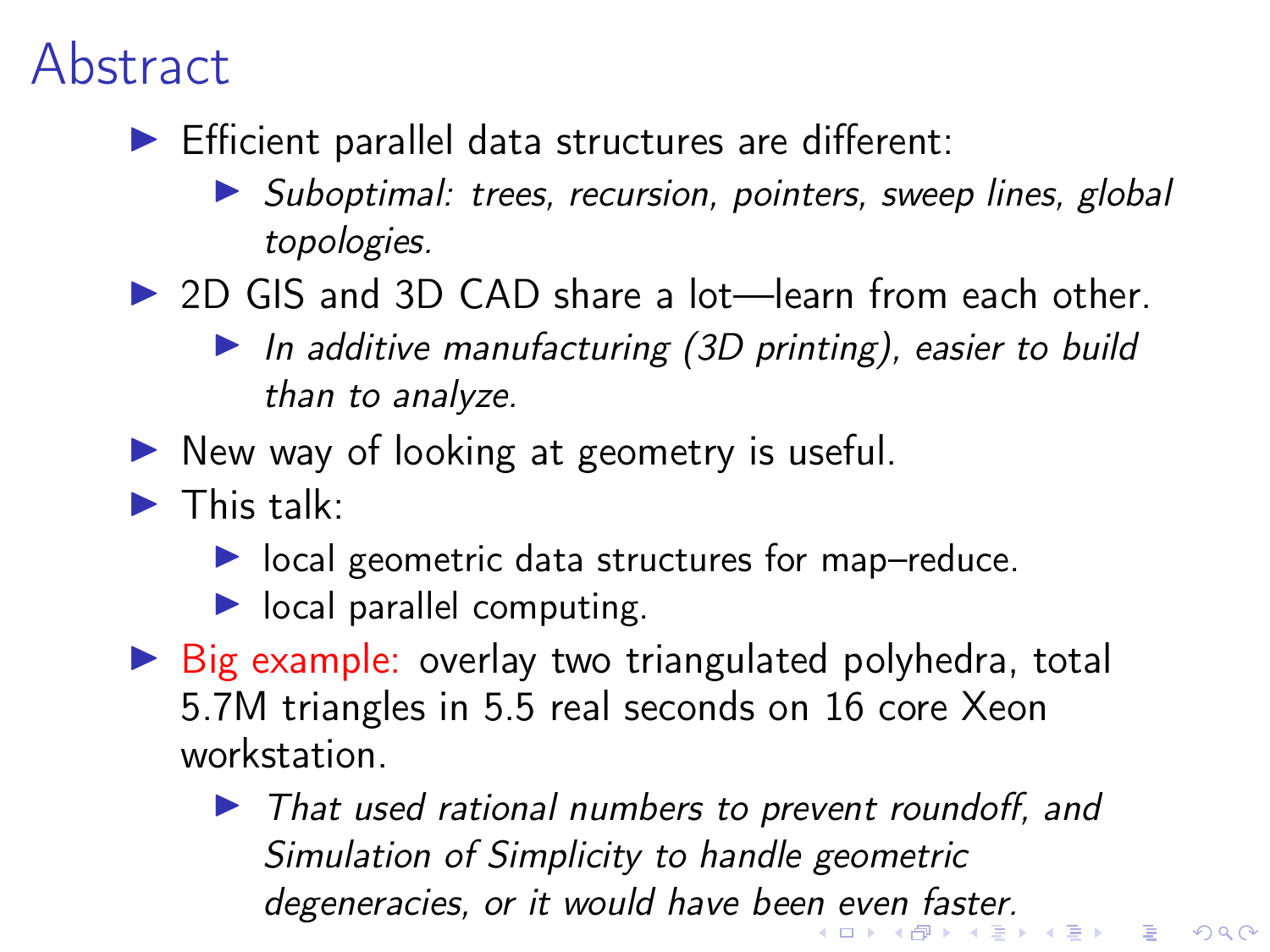# Abstract

- Efficient parallel data structures are different:
  - *Suboptimal: trees, recursion, pointers, sweep lines, global topologies.*
- 2D GIS and 3D CAD share a lot—learn from each other.
  - *In additive manufacturing (3D printing), easier to build than to analyze.*
- New way of looking at geometry is useful.
- This talk:
  - local geometric data structures for map–reduce.
  - local parallel computing.
- Big example: overlay two triangulated polyhedra, total 5.7M triangles in 5.5 real seconds on 16 core Xeon workstation.
  - *That used rational numbers to prevent roundoff, and Simulation of Simplicity to handle geometric degeneracies, or it would have been even faster.*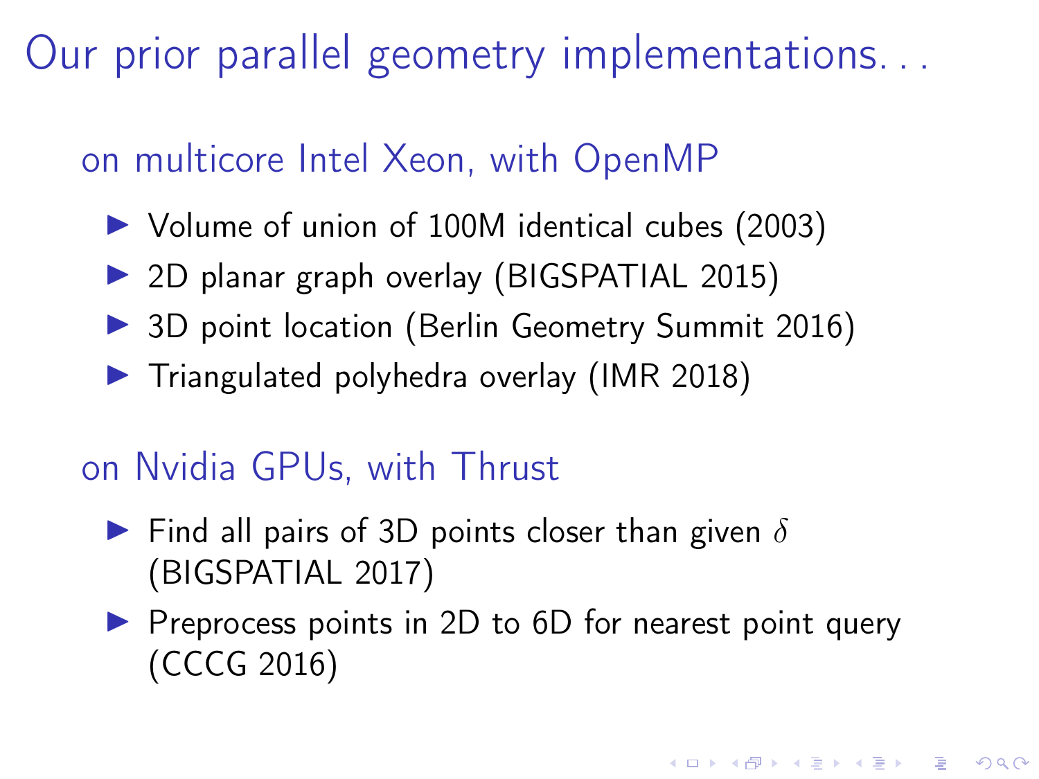# Our prior parallel geometry implementations. . .

## on multicore Intel Xeon, with OpenMP

- Volume of union of 100M identical cubes (2003)
- 2D planar graph overlay (BIGSPATIAL 2015)
- 3D point location (Berlin Geometry Summit 2016)
- Triangulated polyhedra overlay (IMR 2018)

## on Nvidia GPUs, with Thrust

- Find all pairs of 3D points closer than given $\delta$ (BIGSPATIAL 2017)
- Preprocess points in 2D to 6D for nearest point query (CCCG 2016)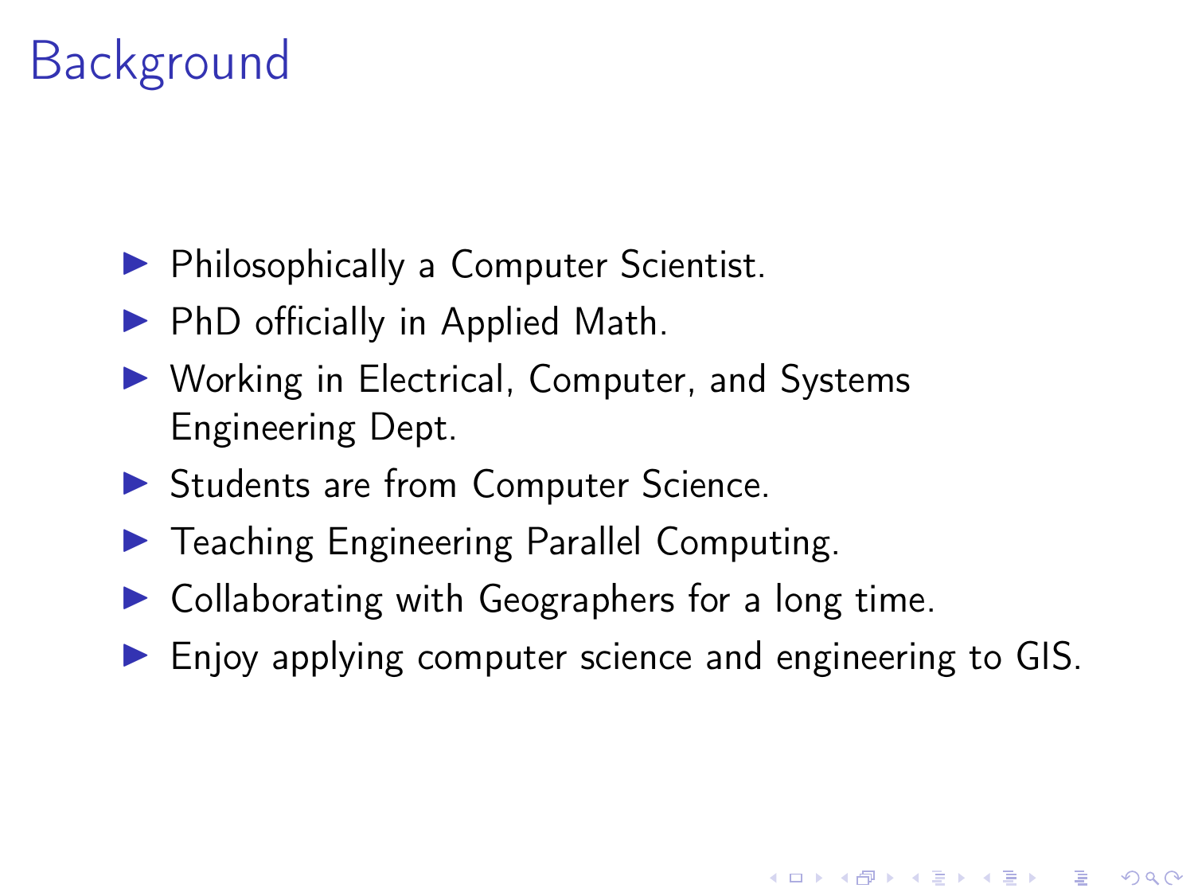# Background

- Philosophically a Computer Scientist.
- PhD officially in Applied Math.
- Working in Electrical, Computer, and Systems Engineering Dept.
- Students are from Computer Science.
- Teaching Engineering Parallel Computing.
- Collaborating with Geographers for a long time.
- Enjoy applying computer science and engineering to GIS.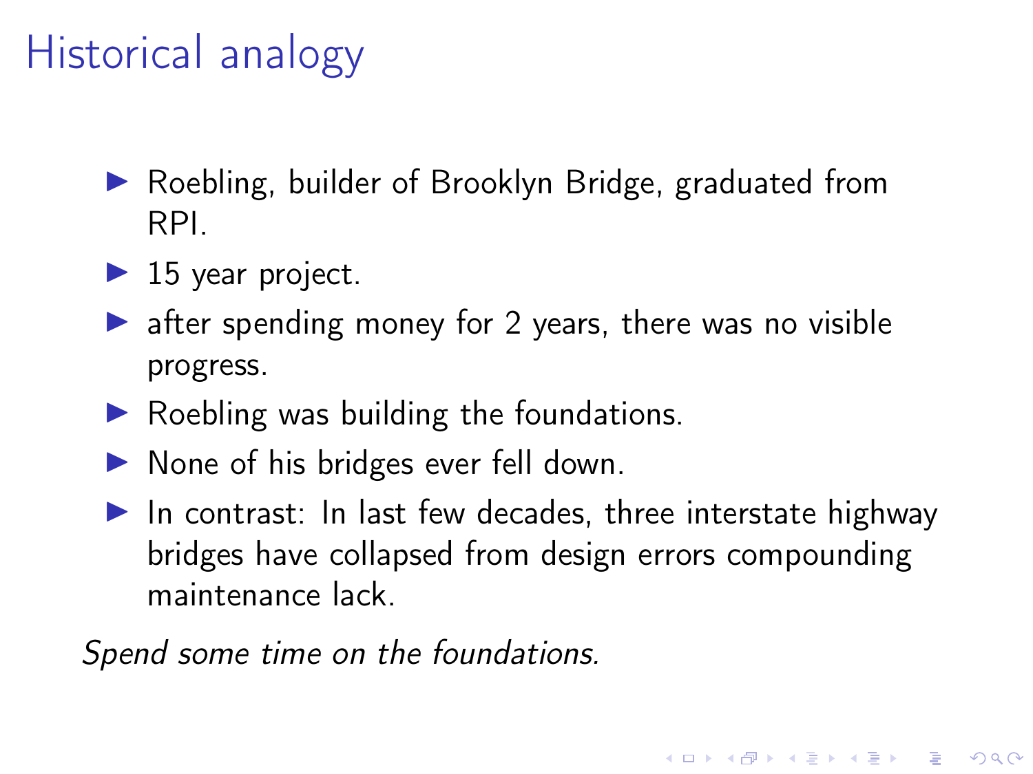# Historical analogy

- Roebling, builder of Brooklyn Bridge, graduated from RPI.
- 15 year project.
- after spending money for 2 years, there was no visible progress.
- Roebling was building the foundations.
- None of his bridges ever fell down.
- In contrast: In last few decades, three interstate highway bridges have collapsed from design errors compounding maintenance lack.

*Spend some time on the foundations.*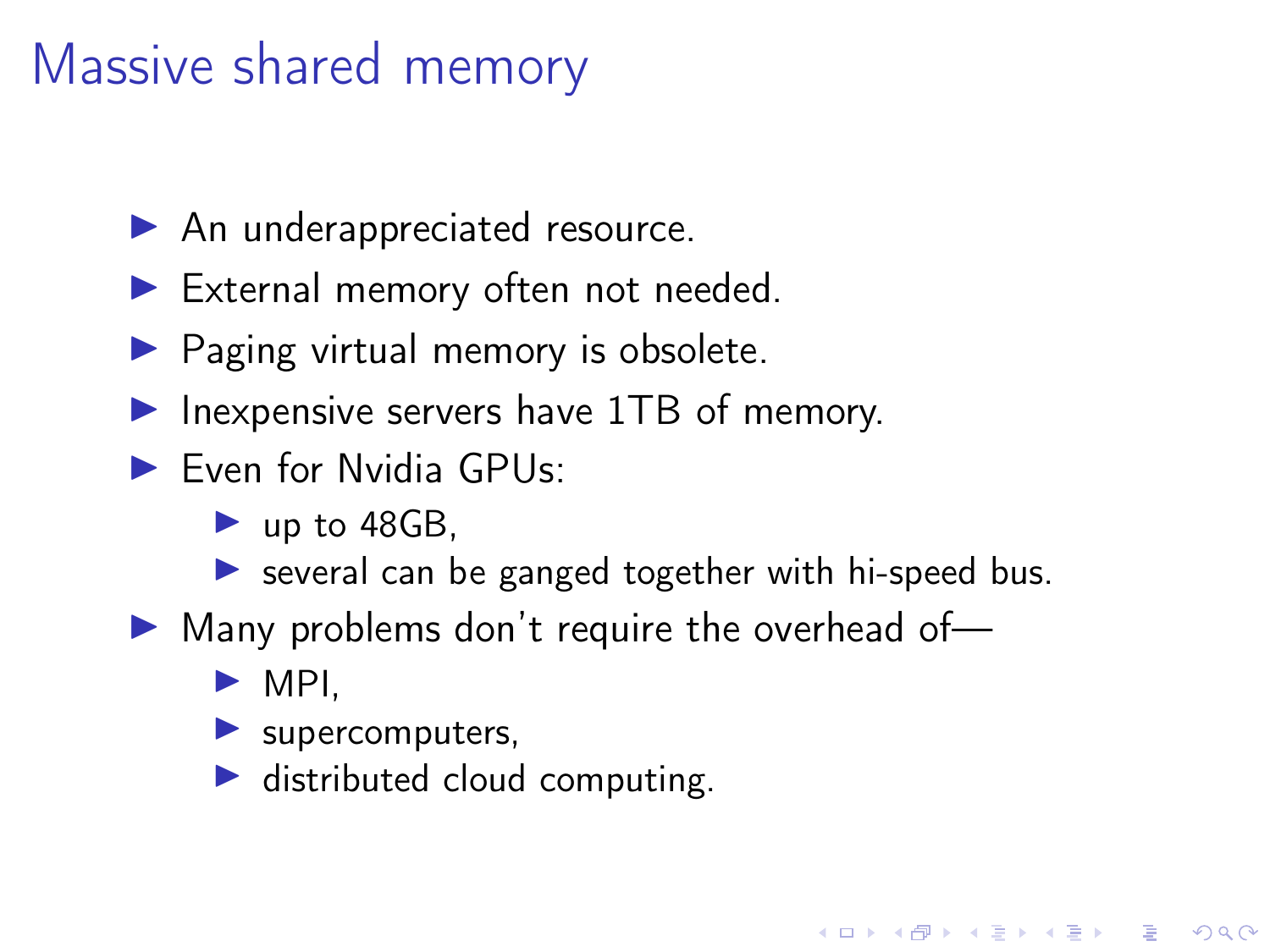# Massive shared memory

- An underappreciated resource.
- External memory often not needed.
- Paging virtual memory is obsolete.
- Inexpensive servers have 1TB of memory.
- Even for Nvidia GPUs:
  - up to 48GB,
  - several can be ganged together with hi-speed bus.
- Many problems don't require the overhead of—
  - MPI,
  - supercomputers,
  - distributed cloud computing.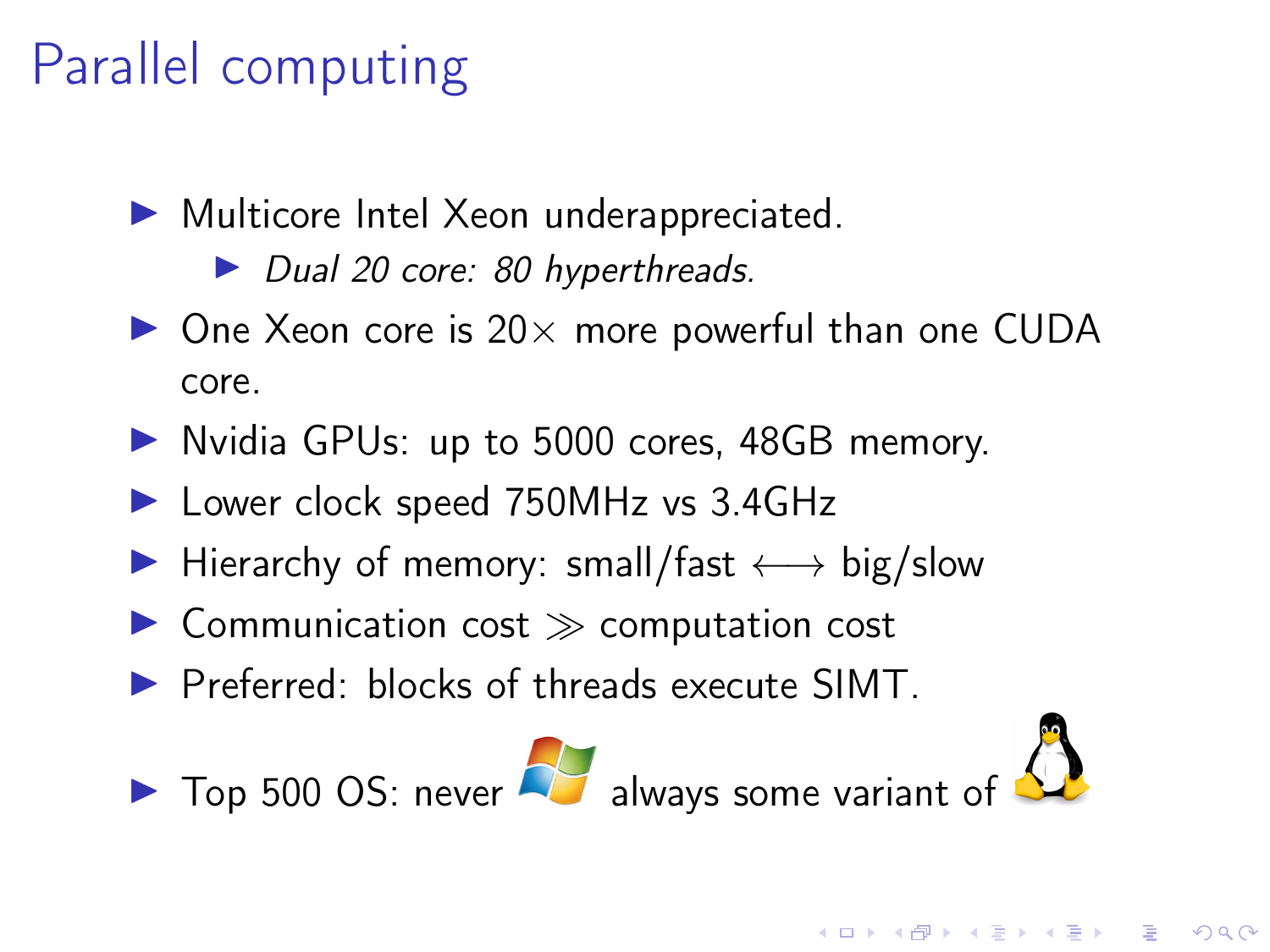# Parallel computing

- Multicore Intel Xeon underappreciated.
  - *Dual 20 core: 80 hyperthreads.*
- One Xeon core is $20\times$ more powerful than one CUDA core.
- Nvidia GPUs: up to 5000 cores, 48GB memory.
- Lower clock speed 750MHz vs 3.4GHz
- Hierarchy of memory: small/fast $\longleftrightarrow$ big/slow
- Communication cost $\gg$ computation cost
- Preferred: blocks of threads execute SIMT.
- Top 500 OS: never always some variant of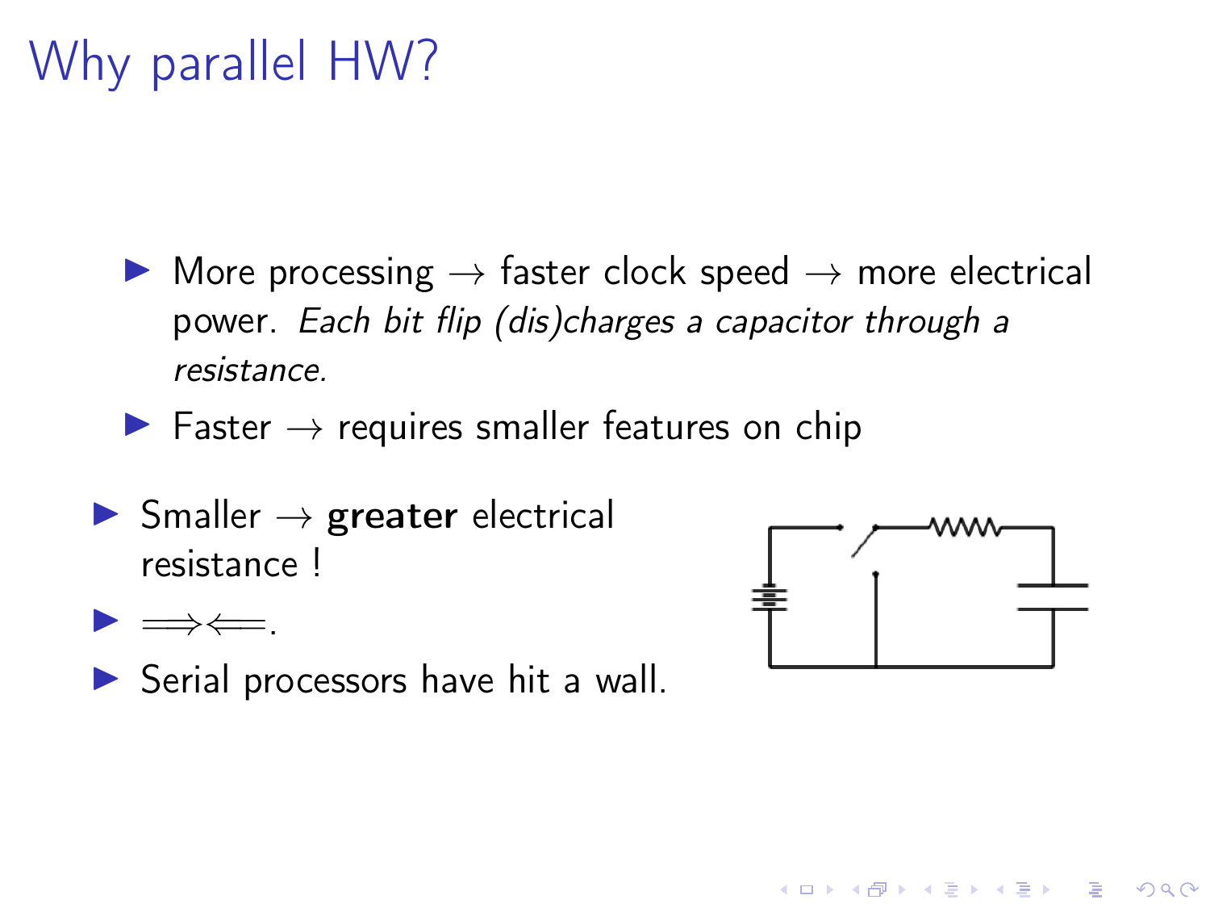# Why parallel HW?

- More processing → faster clock speed → more electrical power. *Each bit flip (dis)charges a capacitor through a resistance.*
- Faster → requires smaller features on chip

- Smaller → **greater** electrical resistance !
- $\Longrightarrow\Longleftarrow$.
- Serial processors have hit a wall.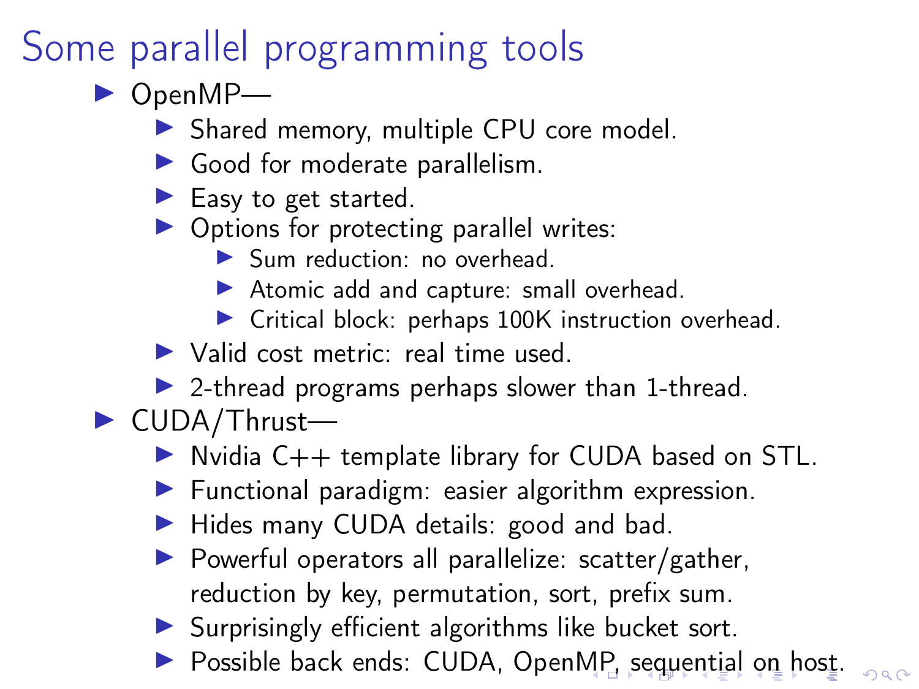# Some parallel programming tools

- OpenMP—
  - Shared memory, multiple CPU core model.
  - Good for moderate parallelism.
  - Easy to get started.
  - Options for protecting parallel writes:
    - Sum reduction: no overhead.
    - Atomic add and capture: small overhead.
    - Critical block: perhaps 100K instruction overhead.
  - Valid cost metric: real time used.
  - 2-thread programs perhaps slower than 1-thread.
- CUDA/Thrust—
  - Nvidia C++ template library for CUDA based on STL.
  - Functional paradigm: easier algorithm expression.
  - Hides many CUDA details: good and bad.
  - Powerful operators all parallelize: scatter/gather, reduction by key, permutation, sort, prefix sum.
  - Surprisingly efficient algorithms like bucket sort.
  - Possible back ends: CUDA, OpenMP, sequential on host.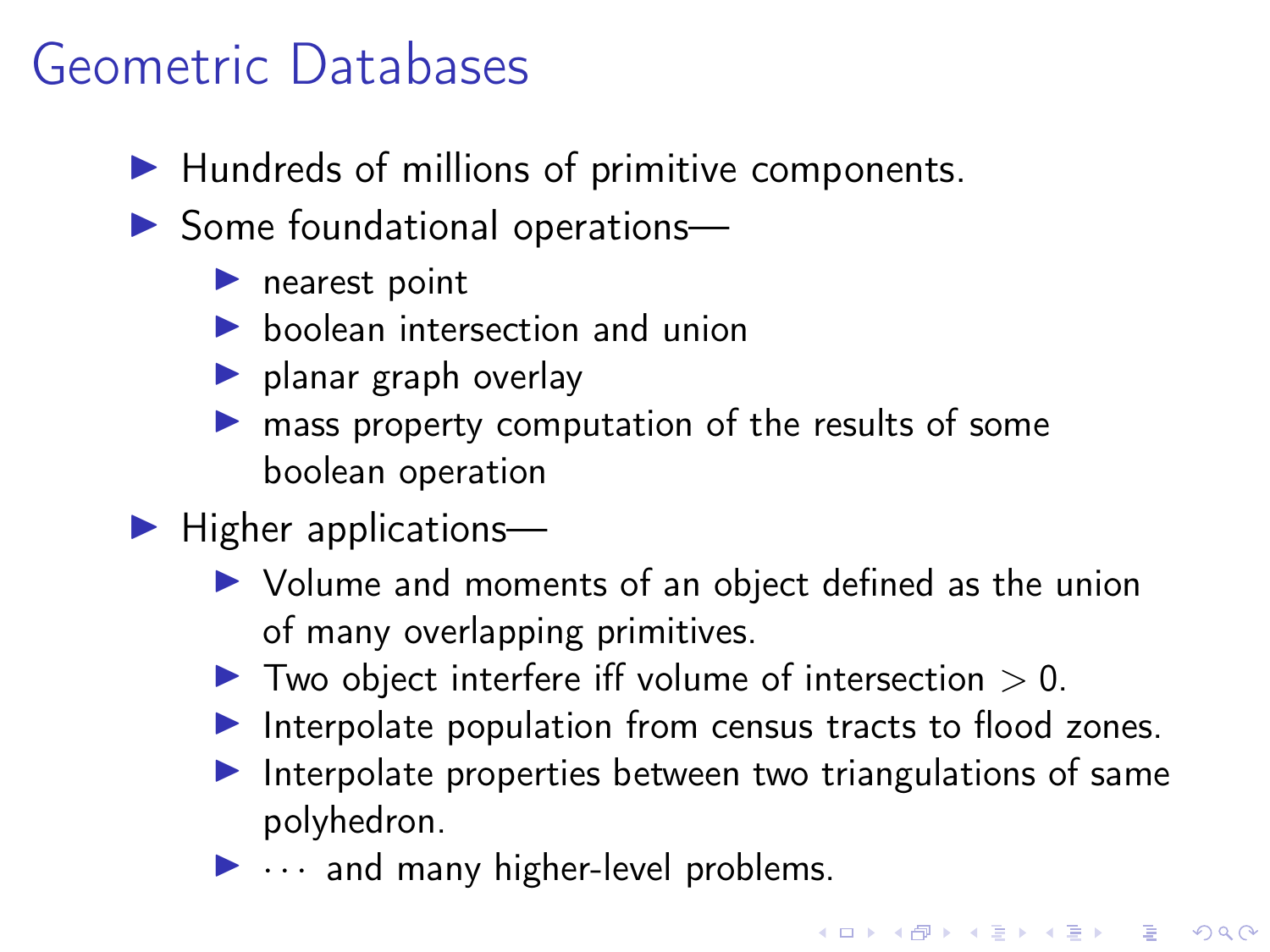# Geometric Databases

- Hundreds of millions of primitive components.
- Some foundational operations—
  - nearest point
  - boolean intersection and union
  - planar graph overlay
  - mass property computation of the results of some boolean operation
- Higher applications—
  - Volume and moments of an object defined as the union of many overlapping primitives.
  - Two object interfere iff volume of intersection $> 0$.
  - Interpolate population from census tracts to flood zones.
  - Interpolate properties between two triangulations of same polyhedron.
  - $\cdots$ and many higher-level problems.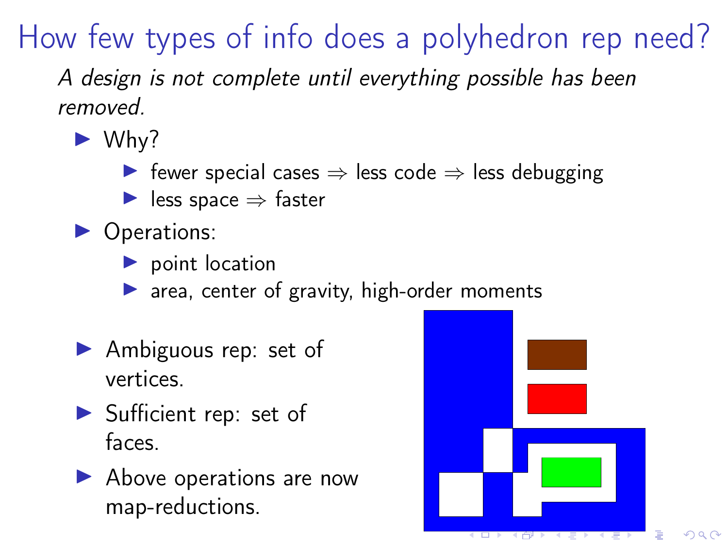# How few types of info does a polyhedron rep need?

*A design is not complete until everything possible has been removed.*

- Why?
  - fewer special cases ⇒ less code ⇒ less debugging
  - less space ⇒ faster
- Operations:
  - point location
  - area, center of gravity, high-order moments
- Ambiguous rep: set of vertices.
- Sufficient rep: set of faces.
- Above operations are now map-reductions.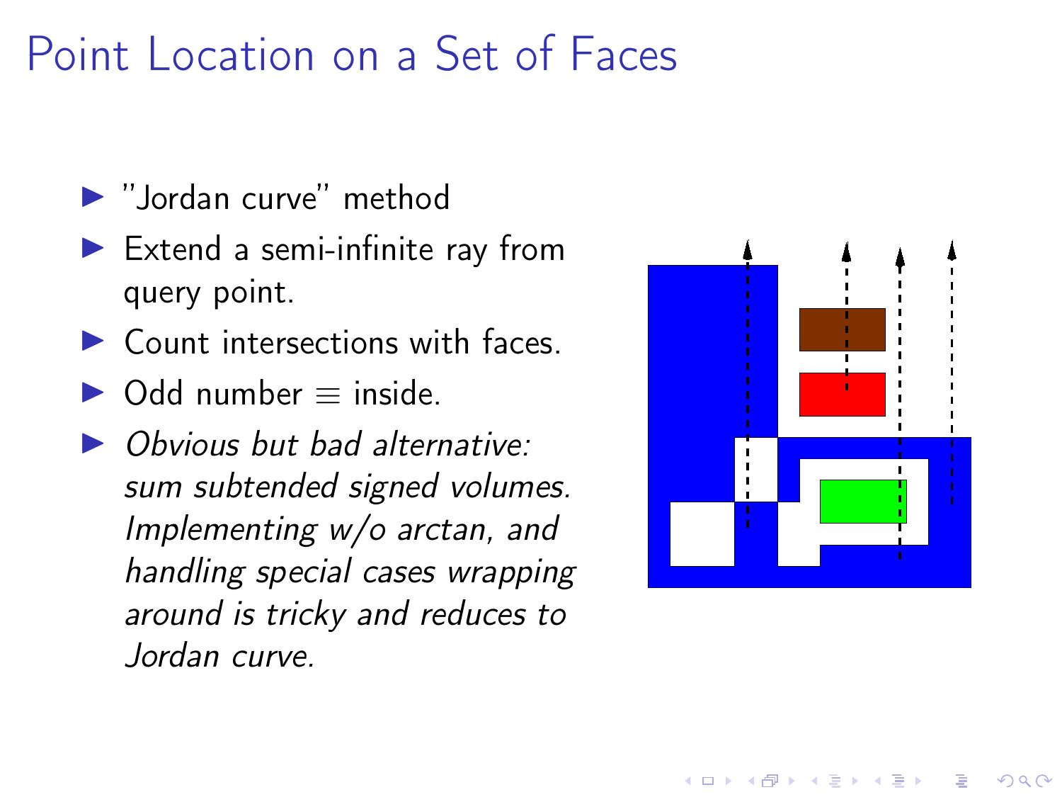# Point Location on a Set of Faces

- "Jordan curve" method
- Extend a semi-infinite ray from query point.
- Count intersections with faces.
- Odd number $\equiv$ inside.
- *Obvious but bad alternative: sum subtended signed volumes. Implementing w/o arctan, and handling special cases wrapping around is tricky and reduces to Jordan curve.*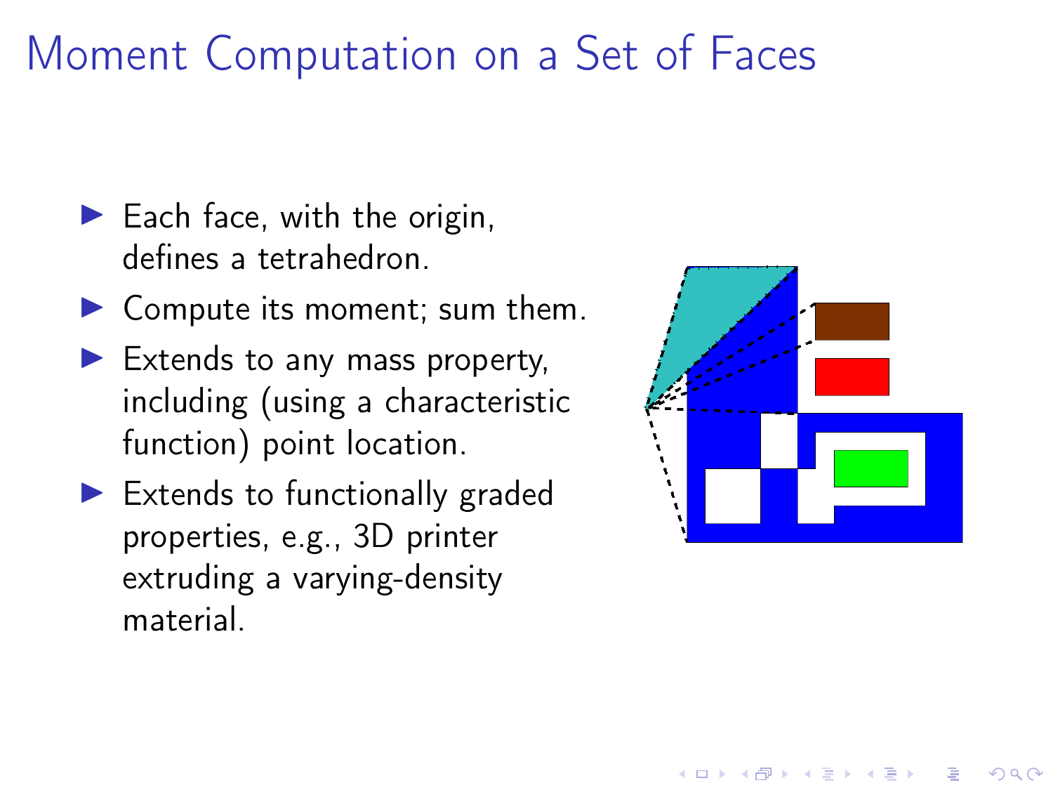# Moment Computation on a Set of Faces

- Each face, with the origin, defines a tetrahedron.
- Compute its moment; sum them.
- Extends to any mass property, including (using a characteristic function) point location.
- Extends to functionally graded properties, e.g., 3D printer extruding a varying-density material.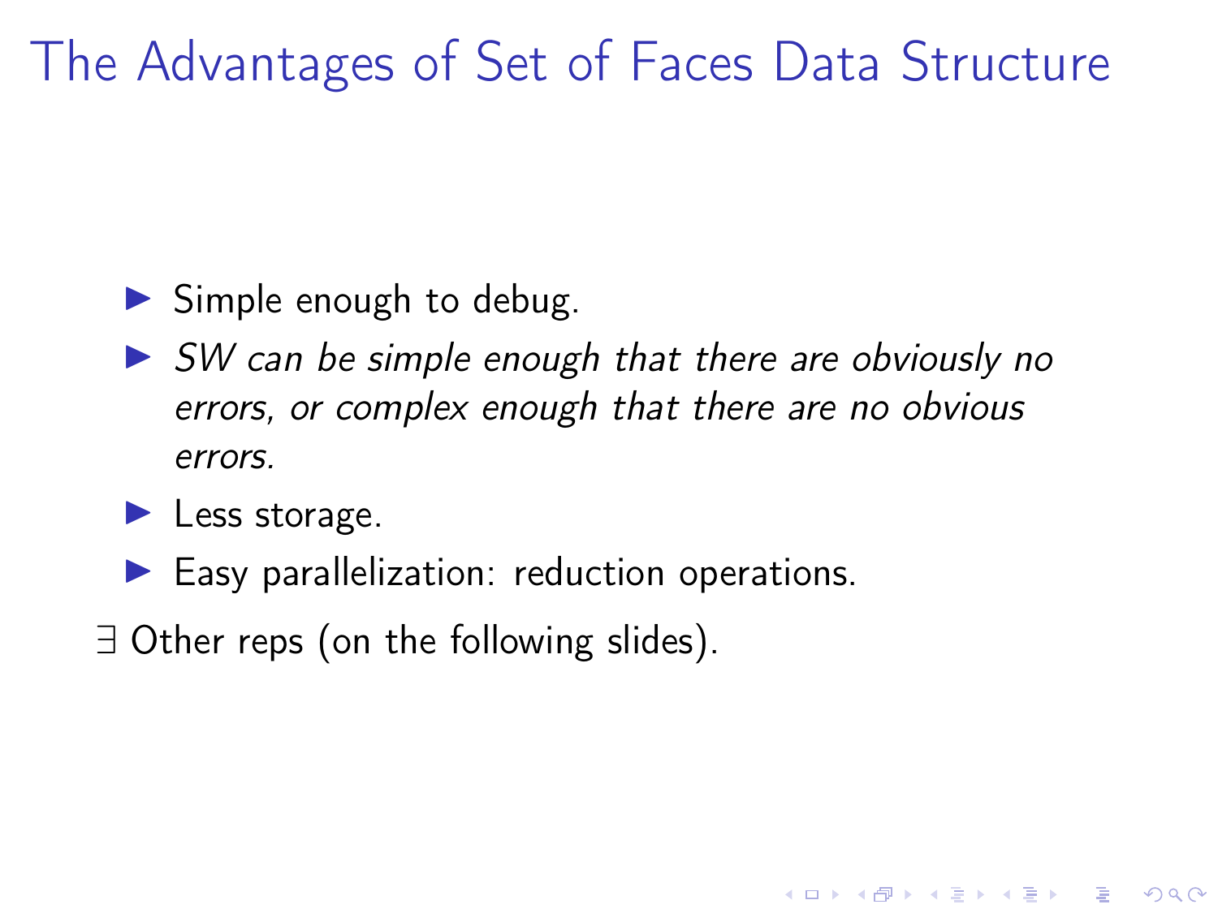# The Advantages of Set of Faces Data Structure

- Simple enough to debug.
- *SW can be simple enough that there are obviously no errors, or complex enough that there are no obvious errors.*
- Less storage.
- Easy parallelization: reduction operations.

$\exists$ Other reps (on the following slides).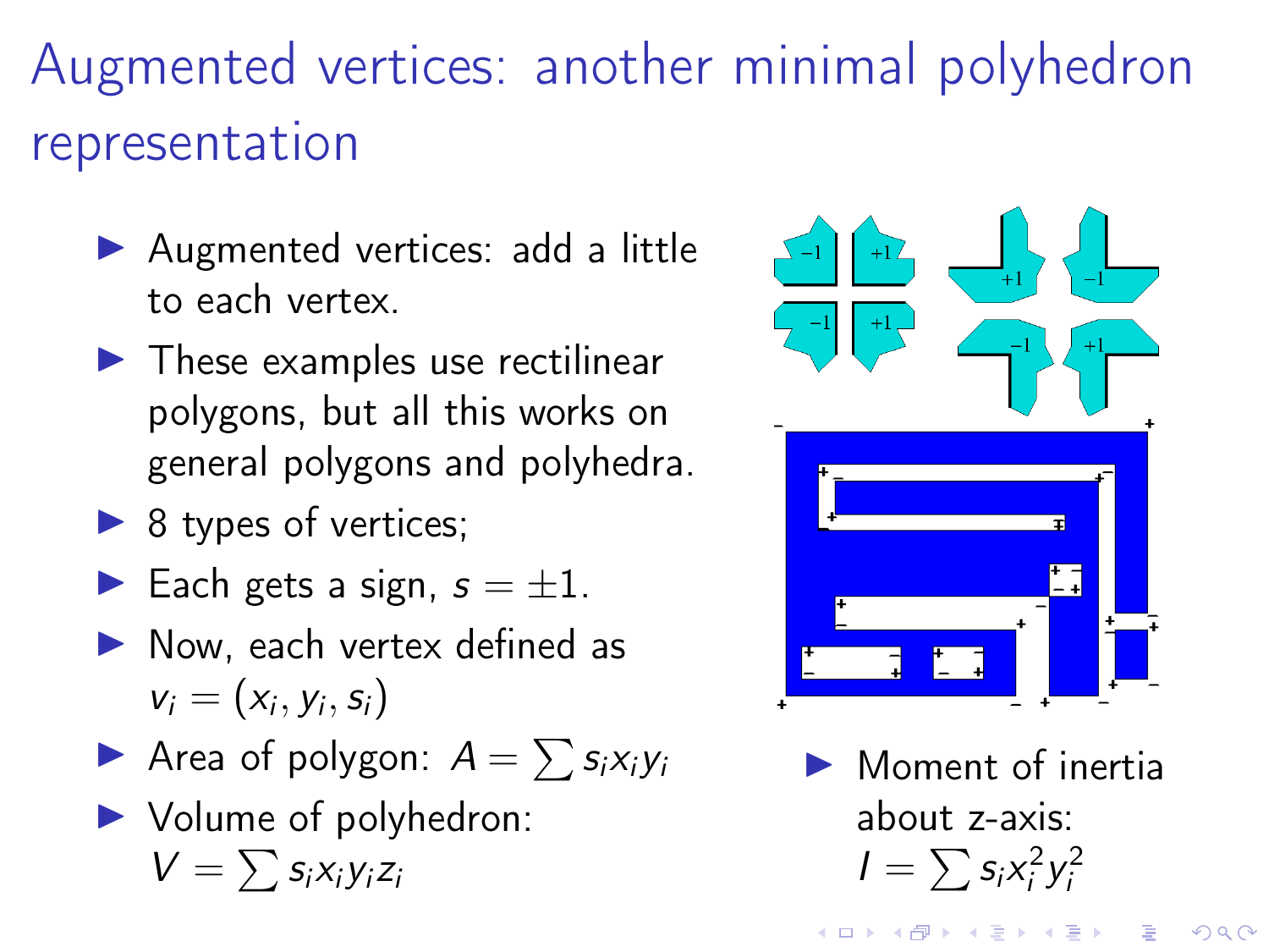# Augmented vertices: another minimal polyhedron representation

- Augmented vertices: add a little to each vertex.
- These examples use rectilinear polygons, but all this works on general polygons and polyhedra.
- 8 types of vertices;
- Each gets a sign, $s = \pm 1$.
- Now, each vertex defined as $v_i = (x_i, y_i, s_i)$
- Area of polygon: $A = \sum s_i x_i y_i$
- Volume of polyhedron: $V = \sum s_i x_i y_i z_i$
- Moment of inertia about z-axis: $I = \sum s_i x_i^2 y_i^2$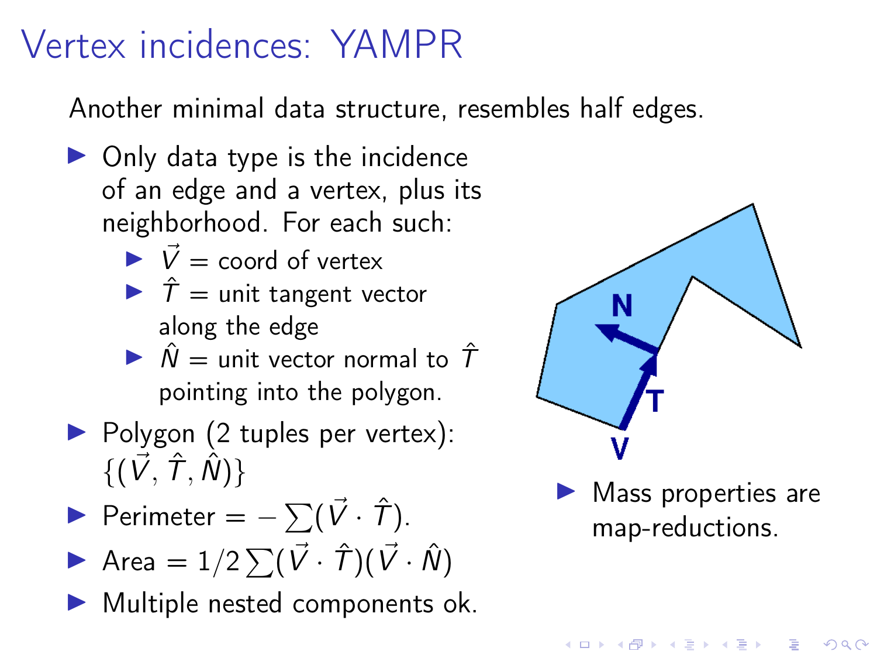# Vertex incidences: YAMPR

Another minimal data structure, resembles half edges.

- Only data type is the incidence of an edge and a vertex, plus its neighborhood. For each such:
  - $\vec{V}$ = coord of vertex
  - $\hat{T}$ = unit tangent vector along the edge
  - $\hat{N}$ = unit vector normal to $\hat{T}$ pointing into the polygon.
- Polygon (2 tuples per vertex): $\{(\vec{V}, \hat{T}, \hat{N})\}$
- Perimeter $= -\sum(\vec{V} \cdot \hat{T})$.
- Area $= 1/2 \sum(\vec{V} \cdot \hat{T})(\vec{V} \cdot \hat{N})$
- Multiple nested components ok.
- Mass properties are map-reductions.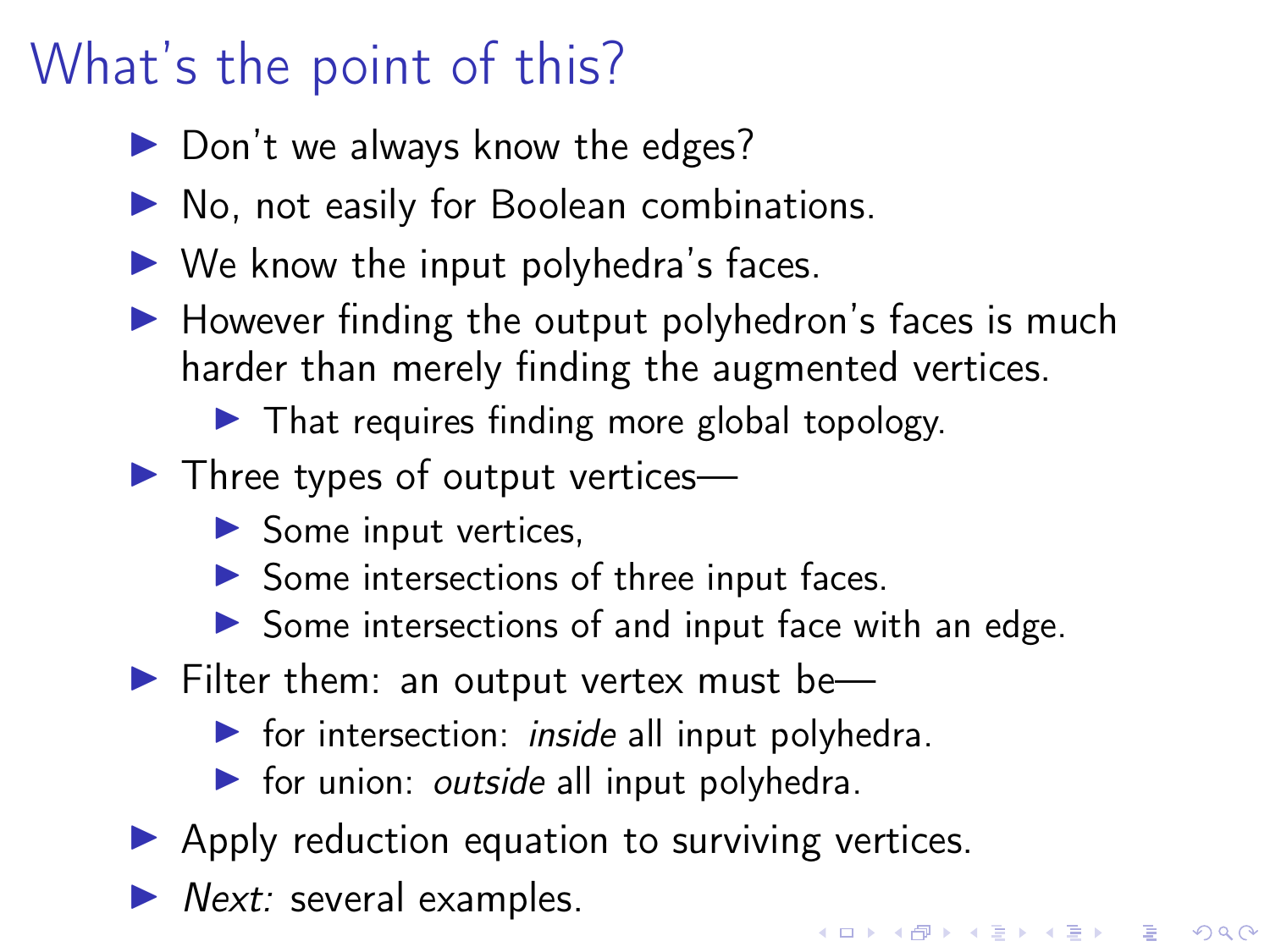# What's the point of this?

- Don't we always know the edges?
- No, not easily for Boolean combinations.
- We know the input polyhedra's faces.
- However finding the output polyhedron's faces is much harder than merely finding the augmented vertices.
  - That requires finding more global topology.
- Three types of output vertices—
  - Some input vertices,
  - Some intersections of three input faces.
  - Some intersections of and input face with an edge.
- Filter them: an output vertex must be—
  - for intersection: *inside* all input polyhedra.
  - for union: *outside* all input polyhedra.
- Apply reduction equation to surviving vertices.
- *Next:* several examples.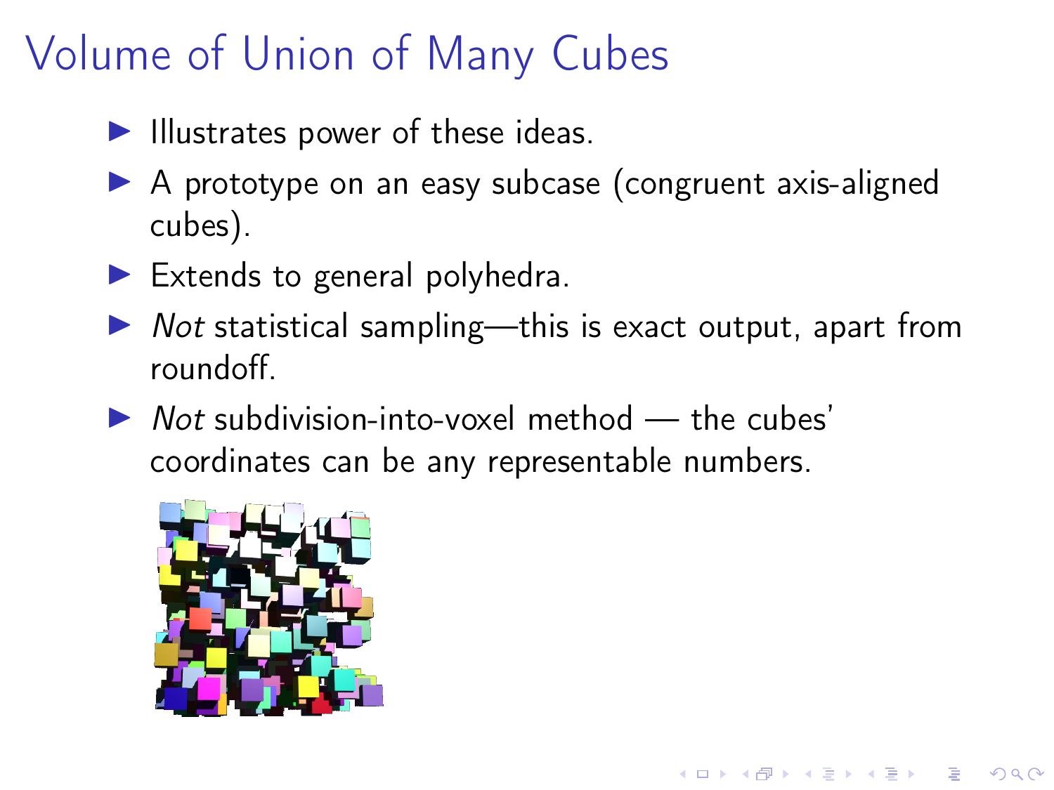# Volume of Union of Many Cubes

- Illustrates power of these ideas.
- A prototype on an easy subcase (congruent axis-aligned cubes).
- Extends to general polyhedra.
- *Not* statistical sampling—this is exact output, apart from roundoff.
- *Not* subdivision-into-voxel method — the cubes' coordinates can be any representable numbers.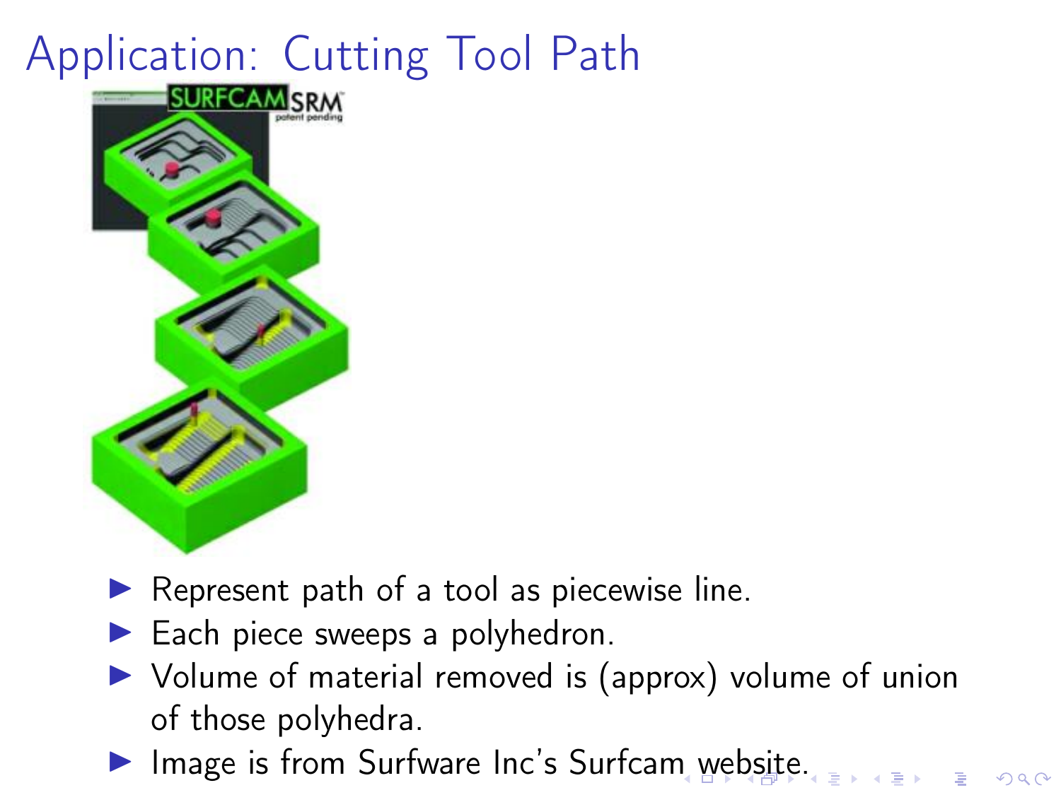# Application: Cutting Tool Path

- Represent path of a tool as piecewise line.
- Each piece sweeps a polyhedron.
- Volume of material removed is (approx) volume of union of those polyhedra.
- Image is from Surfware Inc's Surfcam website.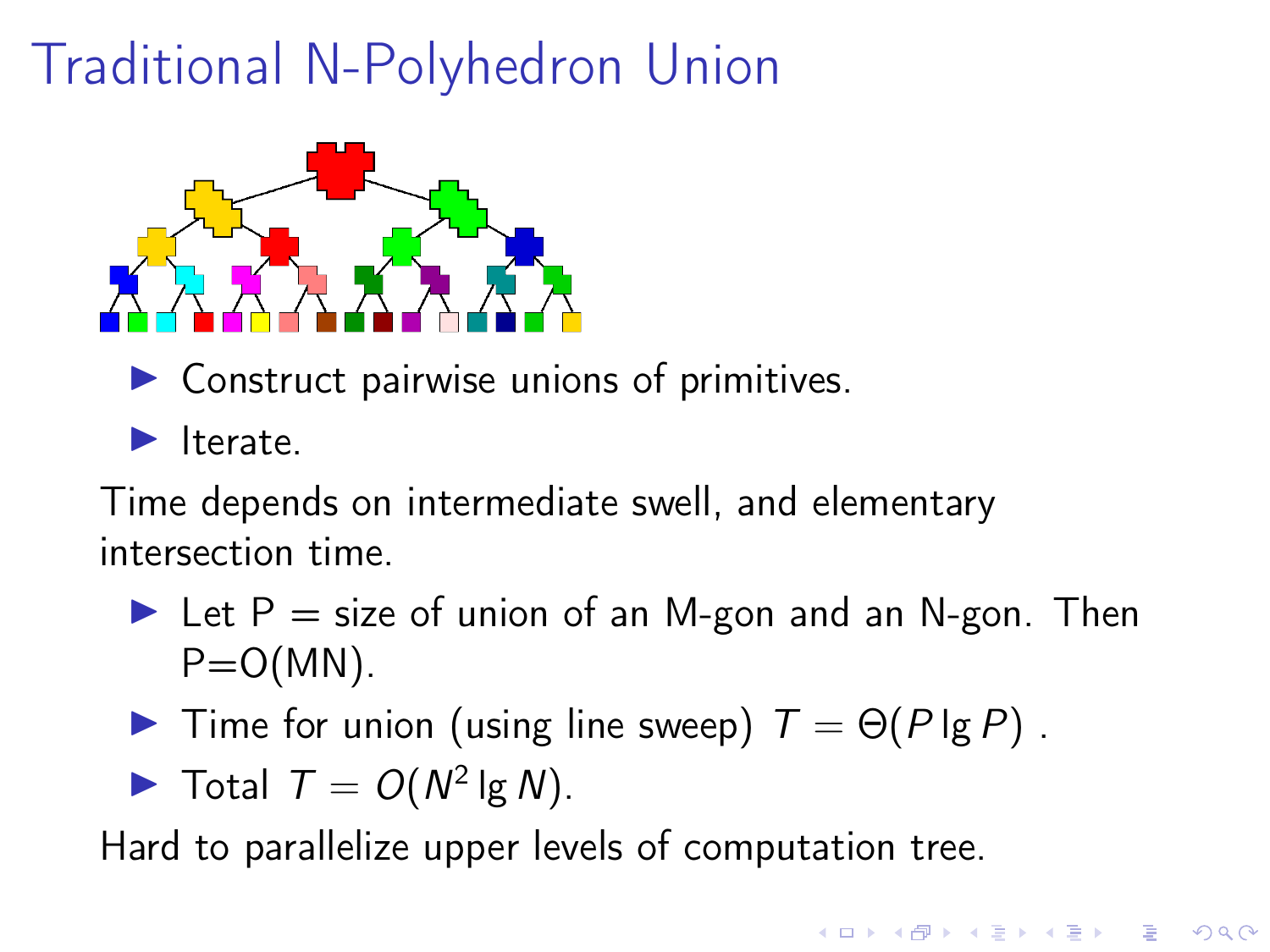# Traditional N-Polyhedron Union

- Construct pairwise unions of primitives.
- Iterate.

Time depends on intermediate swell, and elementary intersection time.

- Let P = size of union of an M-gon and an N-gon. Then P=O(MN).
- Time for union (using line sweep) $T = \Theta(P \lg P)$ .
- Total $T = O(N^2 \lg N)$.

Hard to parallelize upper levels of computation tree.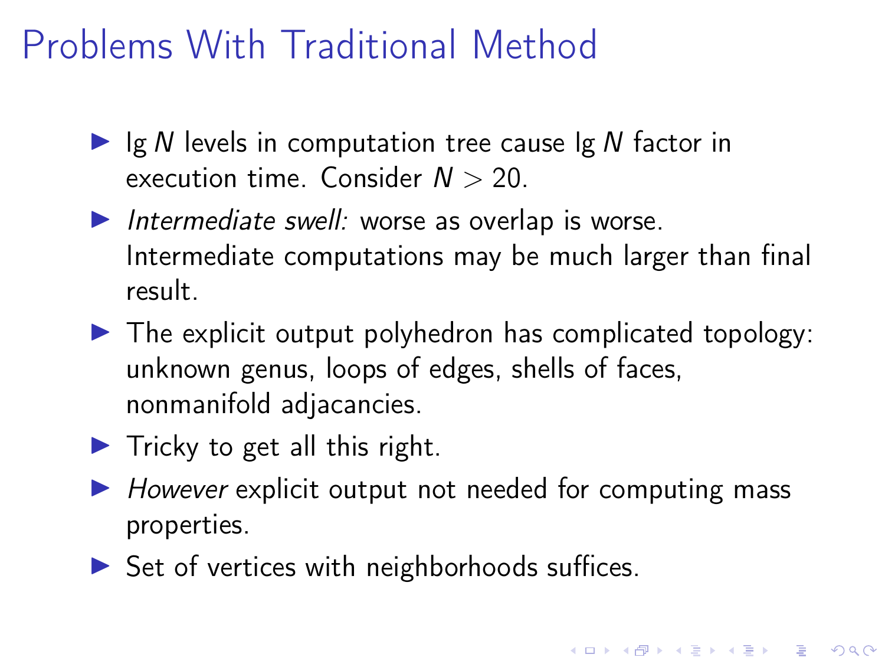# Problems With Traditional Method

- $\lg N$ levels in computation tree cause $\lg N$ factor in execution time. Consider $N > 20$.
- *Intermediate swell:* worse as overlap is worse. Intermediate computations may be much larger than final result.
- The explicit output polyhedron has complicated topology: unknown genus, loops of edges, shells of faces, nonmanifold adjacancies.
- Tricky to get all this right.
- *However* explicit output not needed for computing mass properties.
- Set of vertices with neighborhoods suffices.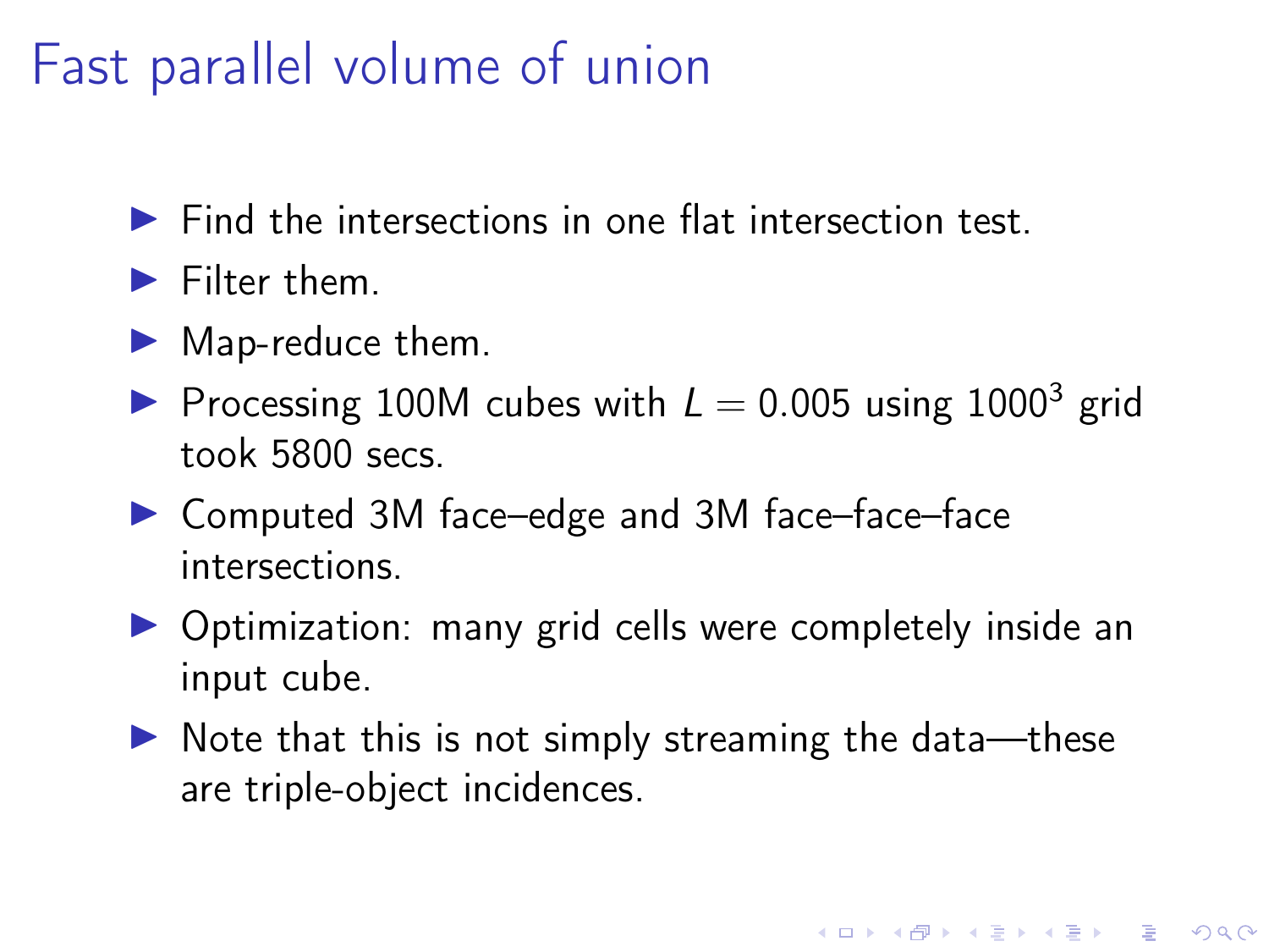# Fast parallel volume of union

- Find the intersections in one flat intersection test.
- Filter them.
- Map-reduce them.
- Processing 100M cubes with $L = 0.005$ using $1000^3$ grid took 5800 secs.
- Computed 3M face–edge and 3M face–face–face intersections.
- Optimization: many grid cells were completely inside an input cube.
- Note that this is not simply streaming the data—these are triple-object incidences.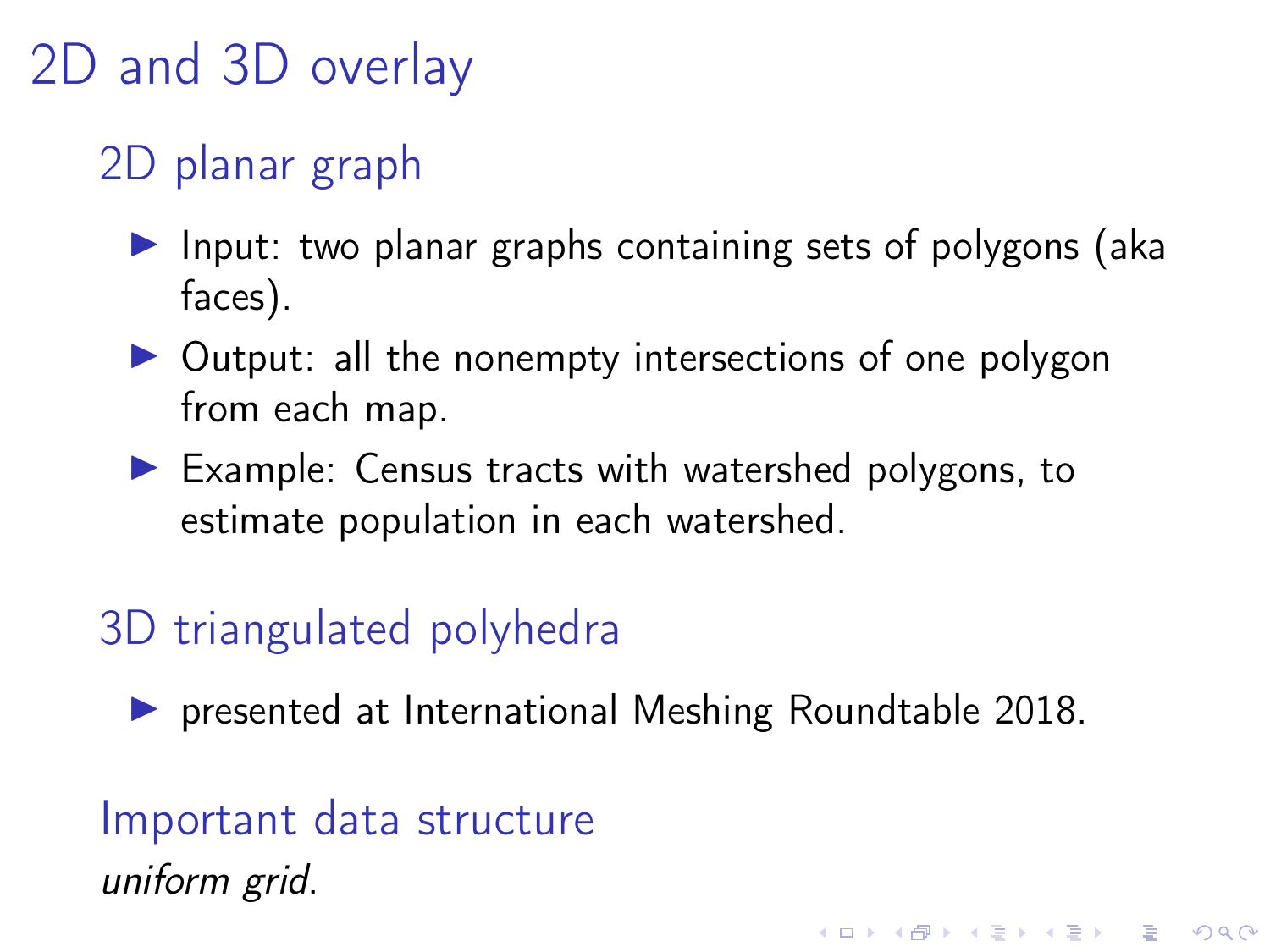# 2D and 3D overlay

## 2D planar graph

- Input: two planar graphs containing sets of polygons (aka faces).
- Output: all the nonempty intersections of one polygon from each map.
- Example: Census tracts with watershed polygons, to estimate population in each watershed.

## 3D triangulated polyhedra

- presented at International Meshing Roundtable 2018.

## Important data structure

*uniform grid*.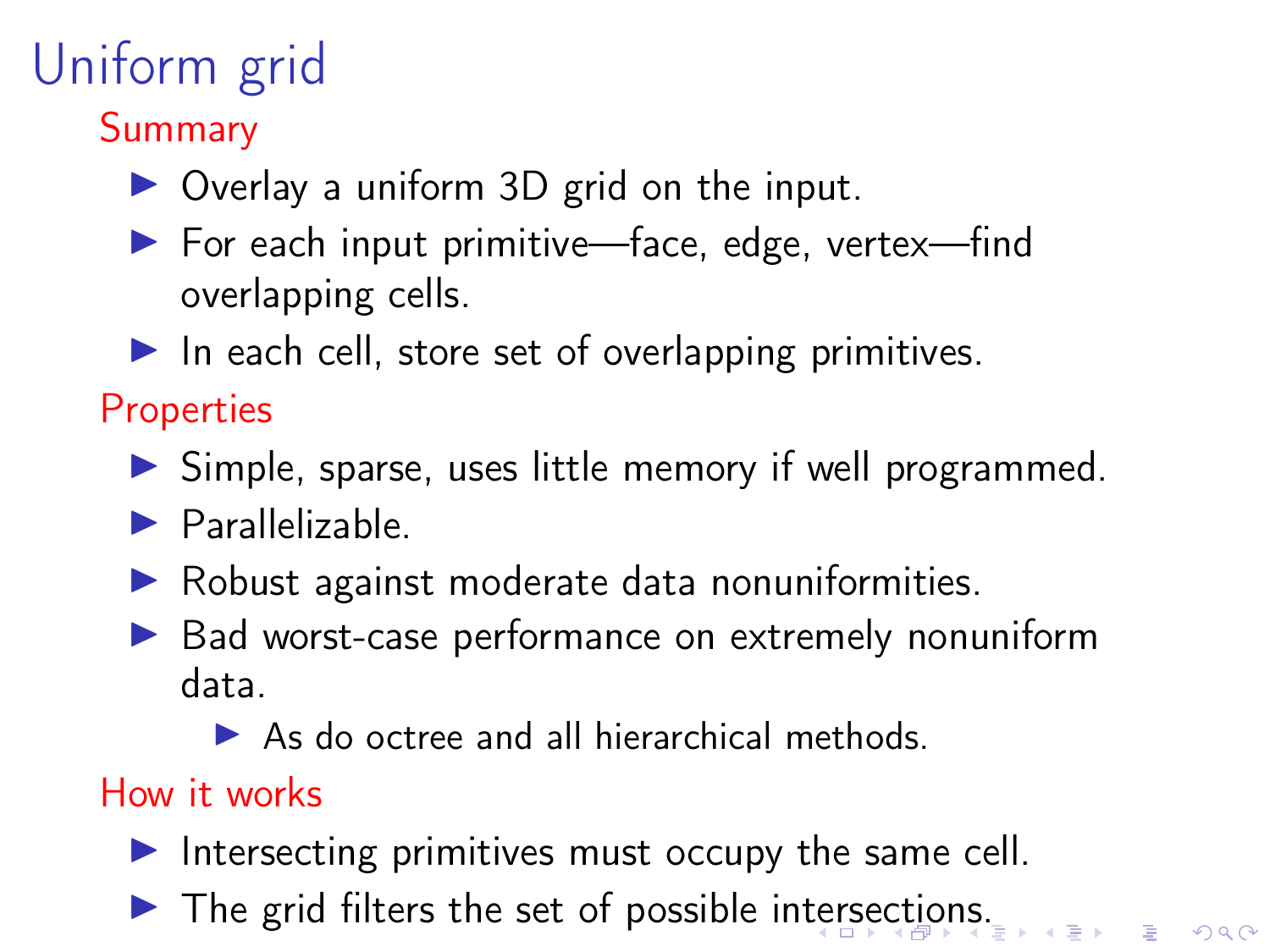# Uniform grid

## Summary

- Overlay a uniform 3D grid on the input.
- For each input primitive—face, edge, vertex—find overlapping cells.
- In each cell, store set of overlapping primitives.

## Properties

- Simple, sparse, uses little memory if well programmed.
- Parallelizable.
- Robust against moderate data nonuniformities.
- Bad worst-case performance on extremely nonuniform data.
  - As do octree and all hierarchical methods.

## How it works

- Intersecting primitives must occupy the same cell.
- The grid filters the set of possible intersections.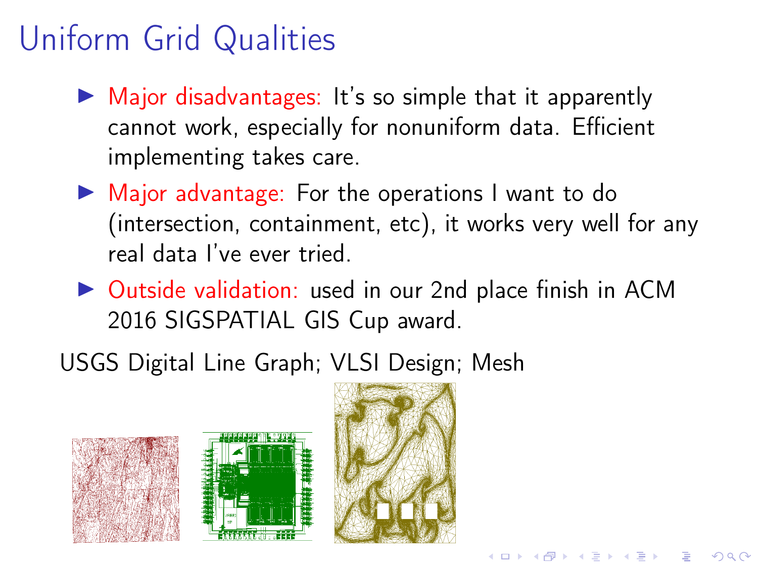# Uniform Grid Qualities

- Major disadvantages: It's so simple that it apparently cannot work, especially for nonuniform data. Efficient implementing takes care.
- Major advantage: For the operations I want to do (intersection, containment, etc), it works very well for any real data I've ever tried.
- Outside validation: used in our 2nd place finish in ACM 2016 SIGSPATIAL GIS Cup award.

USGS Digital Line Graph; VLSI Design; Mesh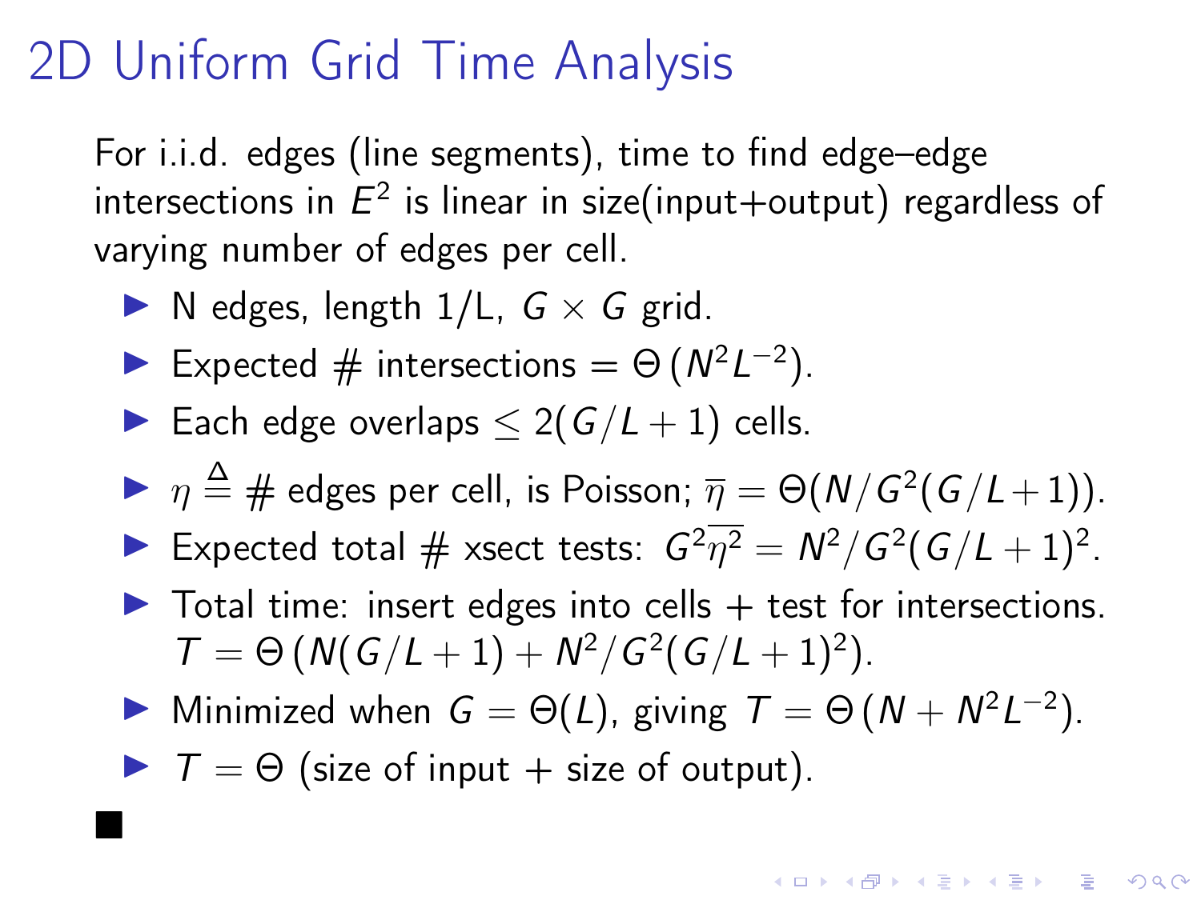# 2D Uniform Grid Time Analysis

For i.i.d. edges (line segments), time to find edge–edge intersections in $E^2$ is linear in size(input+output) regardless of varying number of edges per cell.

- N edges, length 1/L, $G \times G$ grid.
- Expected # intersections $= \Theta\left(N^2 L^{-2}\right)$.
- Each edge overlaps $\leq 2(G/L+1)$ cells.
- $\eta \triangleq$ # edges per cell, is Poisson; $\overline{\eta} = \Theta(N/G^2(G/L+1))$.
- Expected total # xsect tests: $G^2\overline{\eta^2} = N^2/G^2(G/L+1)^2$.
- Total time: insert edges into cells + test for intersections. $T = \Theta\left(N(G/L+1) + N^2/G^2(G/L+1)^2\right)$.
- Minimized when $G = \Theta(L)$, giving $T = \Theta\left(N + N^2L^{-2}\right)$.
- $T = \Theta$ (size of input + size of output).

■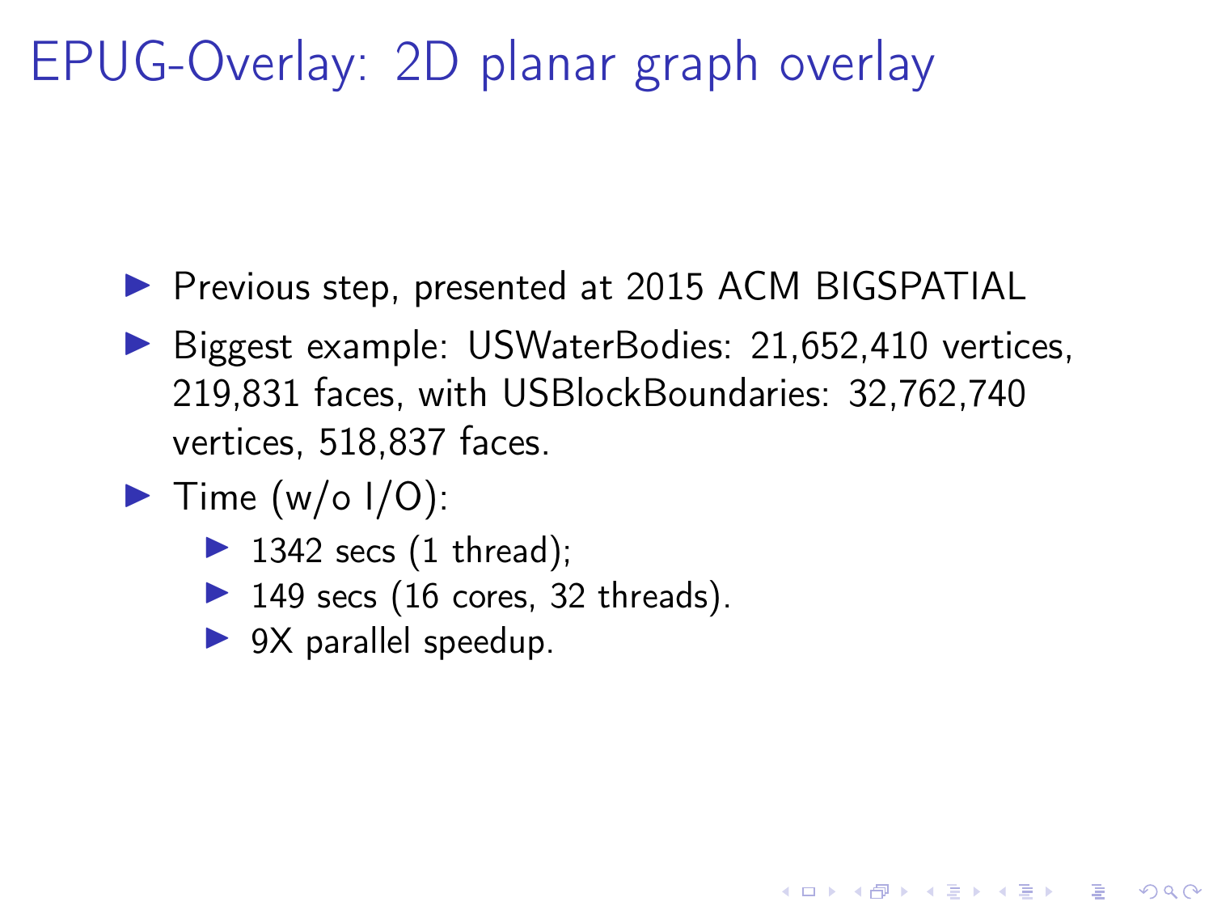# EPUG-Overlay: 2D planar graph overlay

- Previous step, presented at 2015 ACM BIGSPATIAL
- Biggest example: USWaterBodies: 21,652,410 vertices, 219,831 faces, with USBlockBoundaries: 32,762,740 vertices, 518,837 faces.
- Time (w/o I/O):
  - 1342 secs (1 thread);
  - 149 secs (16 cores, 32 threads).
  - 9X parallel speedup.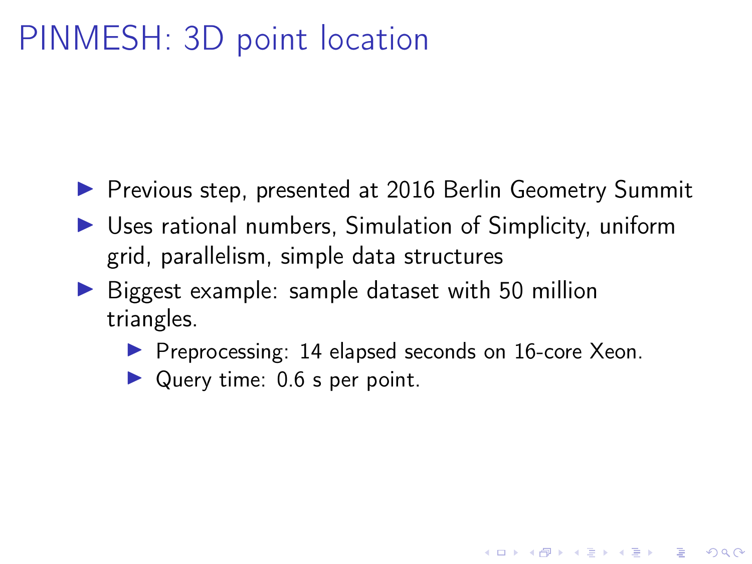# PINMESH: 3D point location

- Previous step, presented at 2016 Berlin Geometry Summit
- Uses rational numbers, Simulation of Simplicity, uniform grid, parallelism, simple data structures
- Biggest example: sample dataset with 50 million triangles.
  - Preprocessing: 14 elapsed seconds on 16-core Xeon.
  - Query time: 0.6 s per point.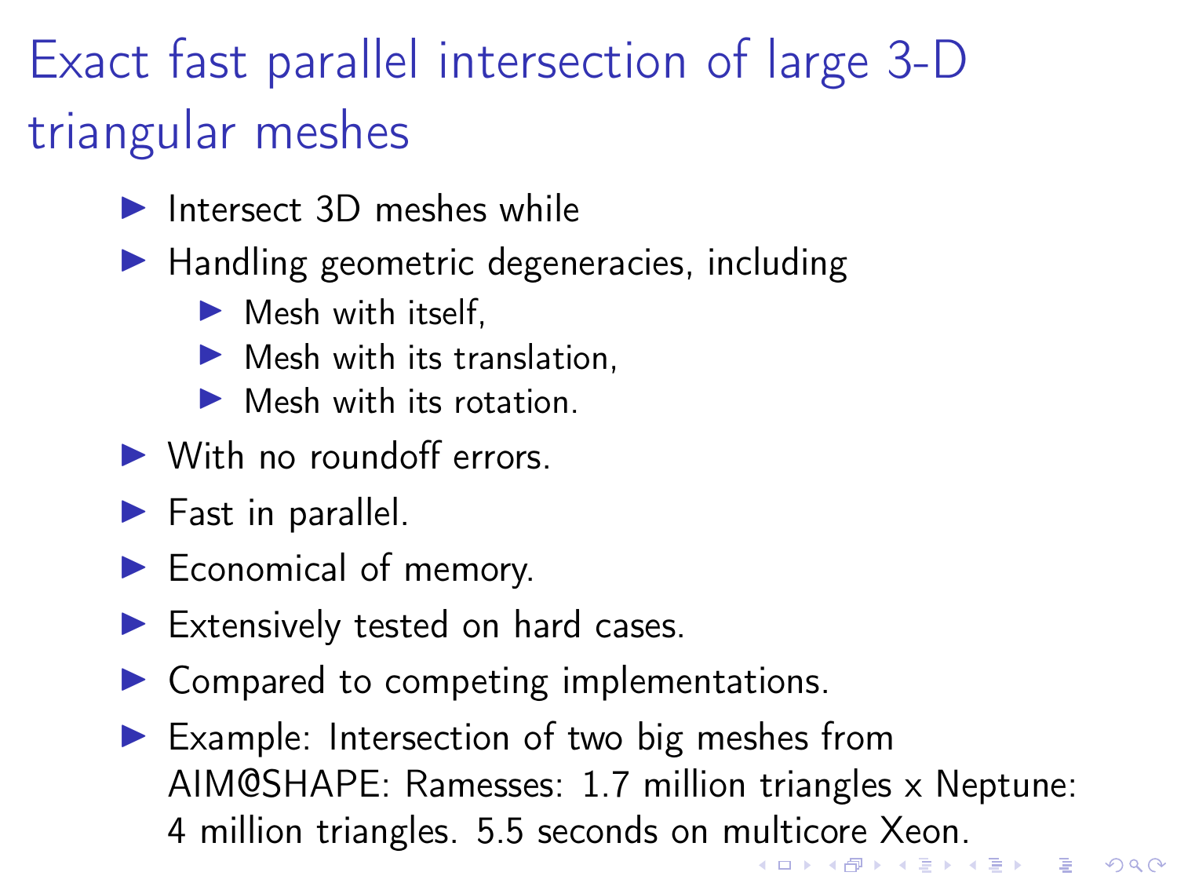# Exact fast parallel intersection of large 3-D triangular meshes

- Intersect 3D meshes while
- Handling geometric degeneracies, including
  - Mesh with itself,
  - Mesh with its translation,
  - Mesh with its rotation.
- With no roundoff errors.
- Fast in parallel.
- Economical of memory.
- Extensively tested on hard cases.
- Compared to competing implementations.
- Example: Intersection of two big meshes from AIM@SHAPE: Ramesses: 1.7 million triangles x Neptune: 4 million triangles. 5.5 seconds on multicore Xeon.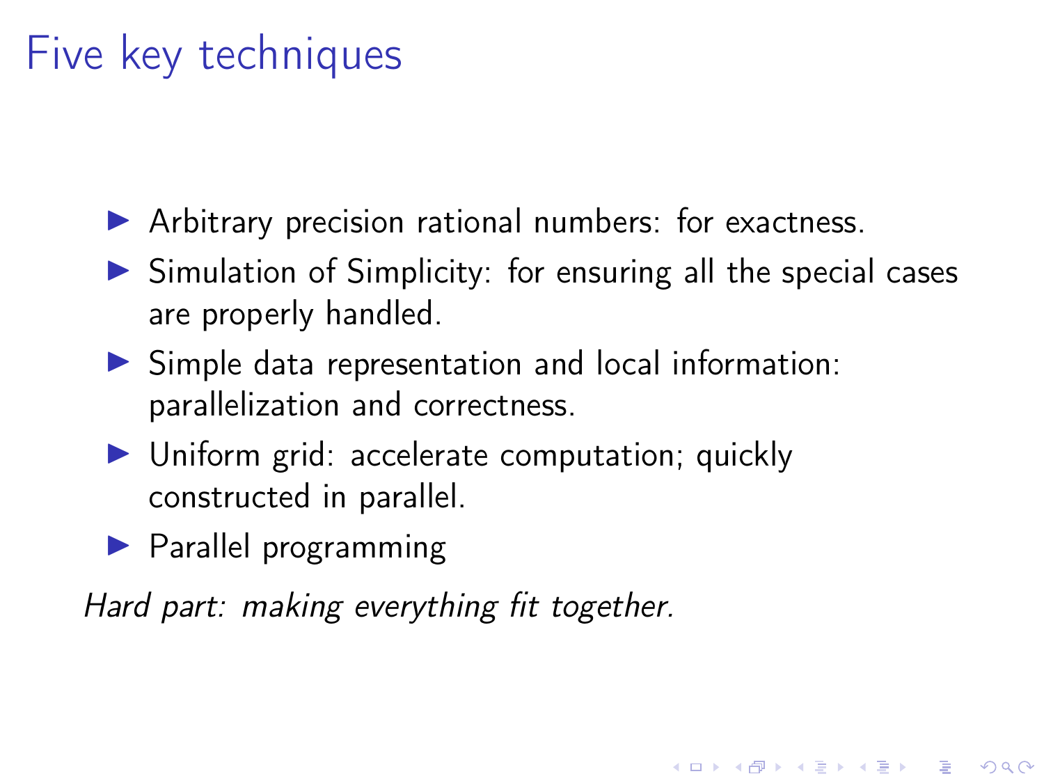# Five key techniques

- Arbitrary precision rational numbers: for exactness.
- Simulation of Simplicity: for ensuring all the special cases are properly handled.
- Simple data representation and local information: parallelization and correctness.
- Uniform grid: accelerate computation; quickly constructed in parallel.
- Parallel programming

*Hard part: making everything fit together.*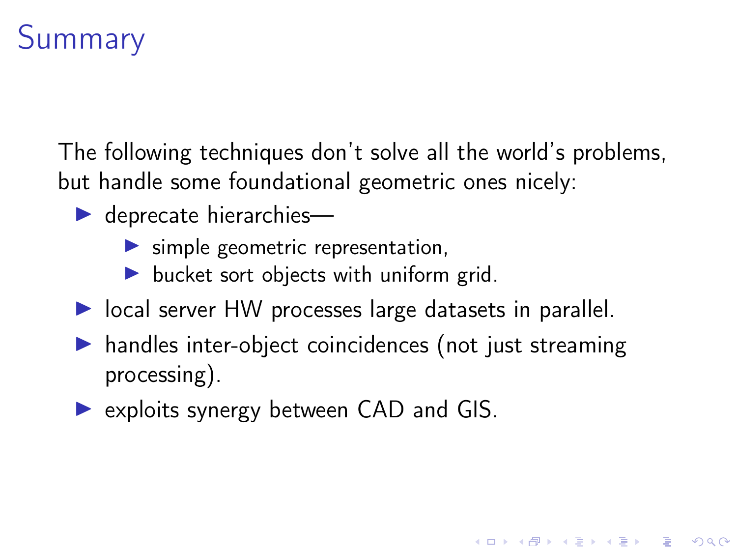# Summary

The following techniques don't solve all the world's problems, but handle some foundational geometric ones nicely:

- deprecate hierarchies—
  - simple geometric representation,
  - bucket sort objects with uniform grid.
- local server HW processes large datasets in parallel.
- handles inter-object coincidences (not just streaming processing).
- exploits synergy between CAD and GIS.